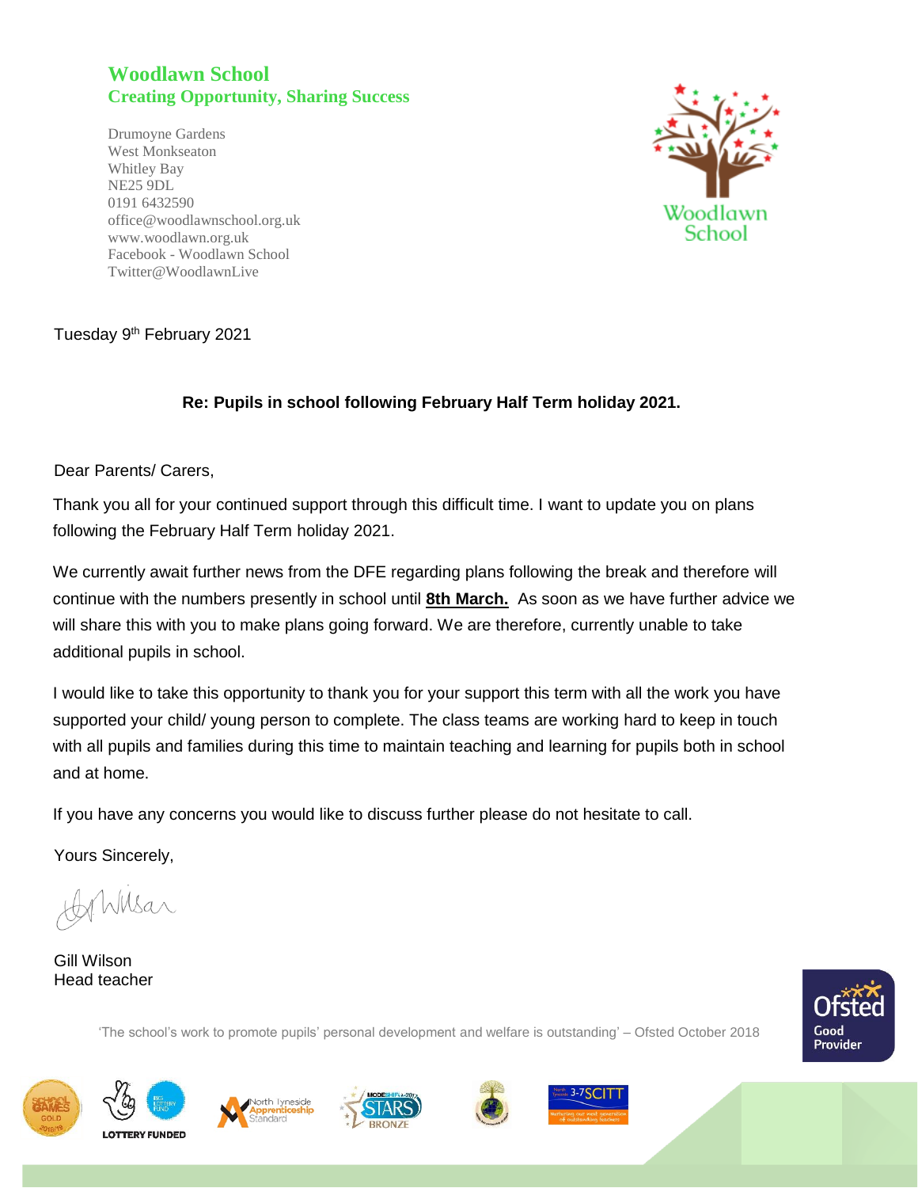# Woodlawn School

**Creating Opportunity, Sharing Success**

Drumoyne Gardens
West Monkseaton
Whitley Bay
NE25 9DL
0191 6432590
office@woodlawnschool.org.uk
www.woodlawn.org.uk
Facebook - Woodlawn School
Twitter@WoodlawnLive

Tuesday 9th February 2021

**Re: Pupils in school following February Half Term holiday 2021.**

Dear Parents/ Carers,

Thank you all for your continued support through this difficult time. I want to update you on plans following the February Half Term holiday 2021.

We currently await further news from the DFE regarding plans following the break and therefore will continue with the numbers presently in school until **8th March.** As soon as we have further advice we will share this with you to make plans going forward. We are therefore, currently unable to take additional pupils in school.

I would like to take this opportunity to thank you for your support this term with all the work you have supported your child/ young person to complete. The class teams are working hard to keep in touch with all pupils and families during this time to maintain teaching and learning for pupils both in school and at home.

If you have any concerns you would like to discuss further please do not hesitate to call.

Yours Sincerely,

Gill Wilson
Head teacher

'The school's work to promote pupils' personal development and welfare is outstanding' – Ofsted October 2018